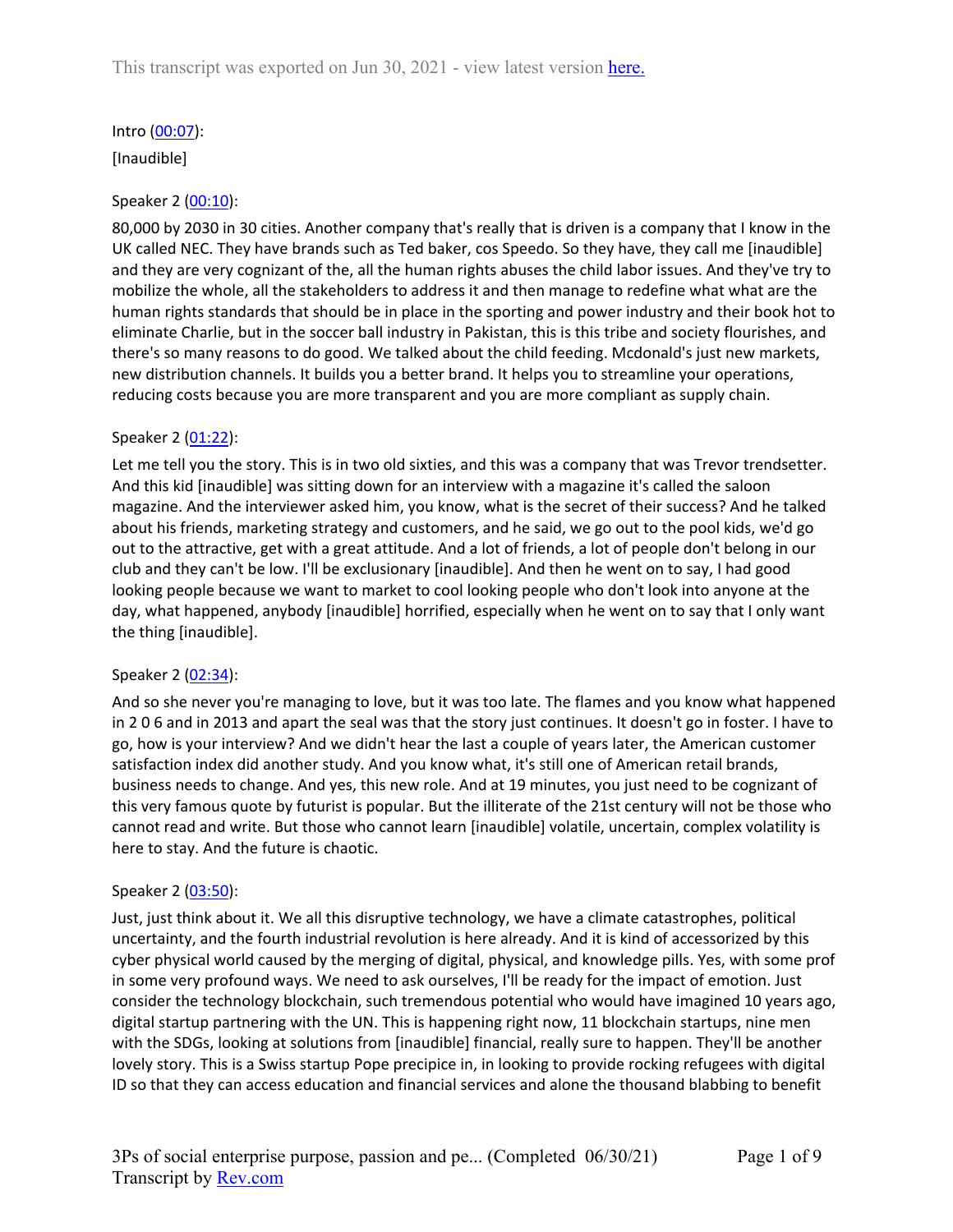This transcript was exported on Jun 30, 2021 - view latest version [here.](#)

Intro ([00:07](#)):

[Inaudible]

Speaker 2 ([00:10](#)):

80,000 by 2030 in 30 cities. Another company that's really that is driven is a company that I know in the UK called NEC. They have brands such as Ted baker, cos Speedo. So they have, they call me [inaudible] and they are very cognizant of the, all the human rights abuses the child labor issues. And they've try to mobilize the whole, all the stakeholders to address it and then manage to redefine what what are the human rights standards that should be in place in the sporting and power industry and their book hot to eliminate Charlie, but in the soccer ball industry in Pakistan, this is this tribe and society flourishes, and there's so many reasons to do good. We talked about the child feeding. Mcdonald's just new markets, new distribution channels. It builds you a better brand. It helps you to streamline your operations, reducing costs because you are more transparent and you are more compliant as supply chain.

Speaker 2 ([01:22](#)):

Let me tell you the story. This is in two old sixties, and this was a company that was Trevor trendsetter. And this kid [inaudible] was sitting down for an interview with a magazine it's called the saloon magazine. And the interviewer asked him, you know, what is the secret of their success? And he talked about his friends, marketing strategy and customers, and he said, we go out to the pool kids, we'd go out to the attractive, get with a great attitude. And a lot of friends, a lot of people don't belong in our club and they can't be low. I'll be exclusionary [inaudible]. And then he went on to say, I had good looking people because we want to market to cool looking people who don't look into anyone at the day, what happened, anybody [inaudible] horrified, especially when he went on to say that I only want the thing [inaudible].

Speaker 2 ([02:34](#)):

And so she never you're managing to love, but it was too late. The flames and you know what happened in 2 0 6 and in 2013 and apart the seal was that the story just continues. It doesn't go in foster. I have to go, how is your interview? And we didn't hear the last a couple of years later, the American customer satisfaction index did another study. And you know what, it's still one of American retail brands, business needs to change. And yes, this new role. And at 19 minutes, you just need to be cognizant of this very famous quote by futurist is popular. But the illiterate of the 21st century will not be those who cannot read and write. But those who cannot learn [inaudible] volatile, uncertain, complex volatility is here to stay. And the future is chaotic.

Speaker 2 ([03:50](#)):

Just, just think about it. We all this disruptive technology, we have a climate catastrophes, political uncertainty, and the fourth industrial revolution is here already. And it is kind of accessorized by this cyber physical world caused by the merging of digital, physical, and knowledge pills. Yes, with some prof in some very profound ways. We need to ask ourselves, I'll be ready for the impact of emotion. Just consider the technology blockchain, such tremendous potential who would have imagined 10 years ago, digital startup partnering with the UN. This is happening right now, 11 blockchain startups, nine men with the SDGs, looking at solutions from [inaudible] financial, really sure to happen. They'll be another lovely story. This is a Swiss startup Pope precipice in, in looking to provide rocking refugees with digital ID so that they can access education and financial services and alone the thousand blabbing to benefit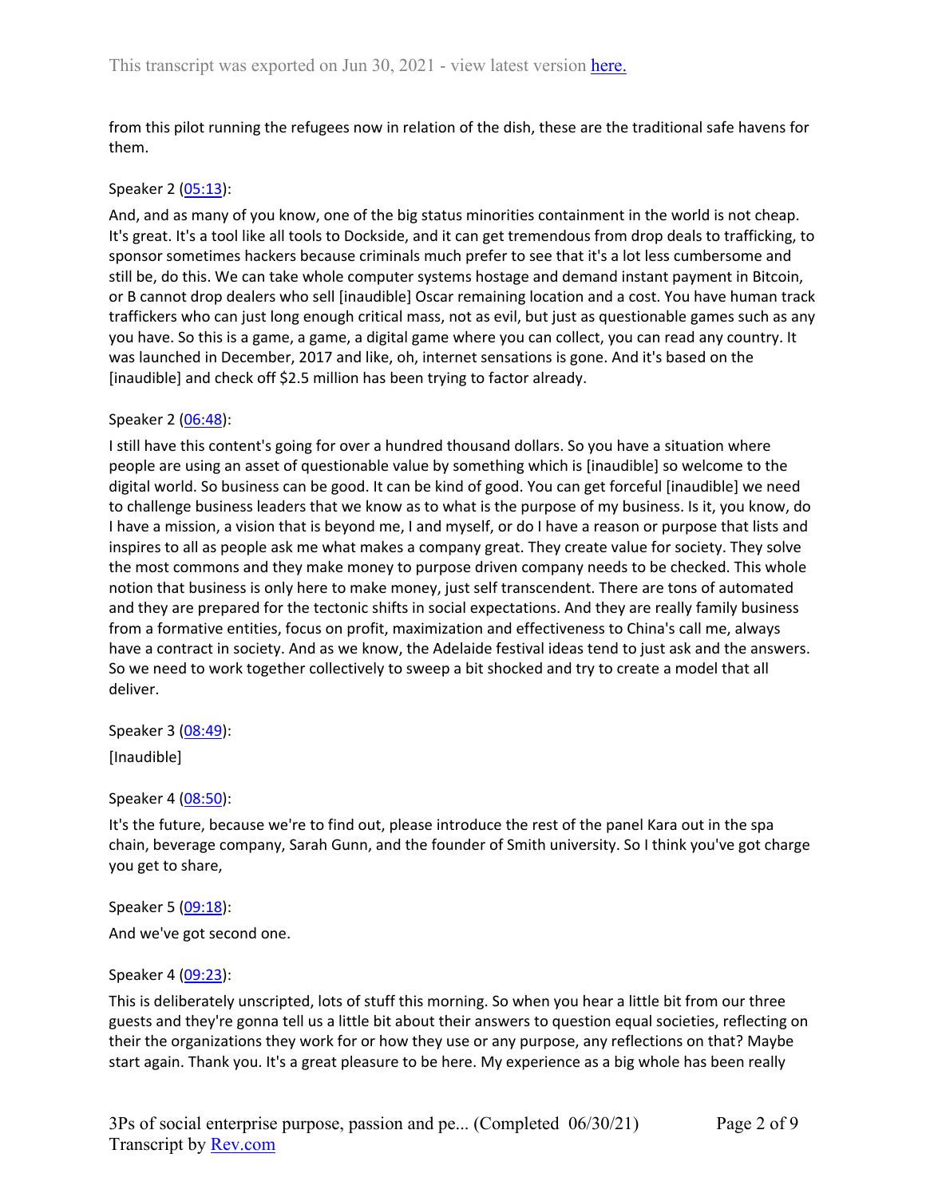from this pilot running the refugees now in relation of the dish, these are the traditional safe havens for them.

Speaker 2 ([05:13](#)):

And, and as many of you know, one of the big status minorities containment in the world is not cheap. It's great. It's a tool like all tools to Dockside, and it can get tremendous from drop deals to trafficking, to sponsor sometimes hackers because criminals much prefer to see that it's a lot less cumbersome and still be, do this. We can take whole computer systems hostage and demand instant payment in Bitcoin, or B cannot drop dealers who sell [inaudible] Oscar remaining location and a cost. You have human track traffickers who can just long enough critical mass, not as evil, but just as questionable games such as any you have. So this is a game, a game, a digital game where you can collect, you can read any country. It was launched in December, 2017 and like, oh, internet sensations is gone. And it's based on the [inaudible] and check off $2.5 million has been trying to factor already.

Speaker 2 ([06:48](#)):

I still have this content's going for over a hundred thousand dollars. So you have a situation where people are using an asset of questionable value by something which is [inaudible] so welcome to the digital world. So business can be good. It can be kind of good. You can get forceful [inaudible] we need to challenge business leaders that we know as to what is the purpose of my business. Is it, you know, do I have a mission, a vision that is beyond me, I and myself, or do I have a reason or purpose that lists and inspires to all as people ask me what makes a company great. They create value for society. They solve the most commons and they make money to purpose driven company needs to be checked. This whole notion that business is only here to make money, just self transcendent. There are tons of automated and they are prepared for the tectonic shifts in social expectations. And they are really family business from a formative entities, focus on profit, maximization and effectiveness to China's call me, always have a contract in society. And as we know, the Adelaide festival ideas tend to just ask and the answers. So we need to work together collectively to sweep a bit shocked and try to create a model that all deliver.

Speaker 3 ([08:49](#)):

[Inaudible]

Speaker 4 ([08:50](#)):

It's the future, because we're to find out, please introduce the rest of the panel Kara out in the spa chain, beverage company, Sarah Gunn, and the founder of Smith university. So I think you've got charge you get to share,

Speaker 5 ([09:18](#)):

And we've got second one.

Speaker 4 ([09:23](#)):

This is deliberately unscripted, lots of stuff this morning. So when you hear a little bit from our three guests and they're gonna tell us a little bit about their answers to question equal societies, reflecting on their the organizations they work for or how they use or any purpose, any reflections on that? Maybe start again. Thank you. It's a great pleasure to be here. My experience as a big whole has been really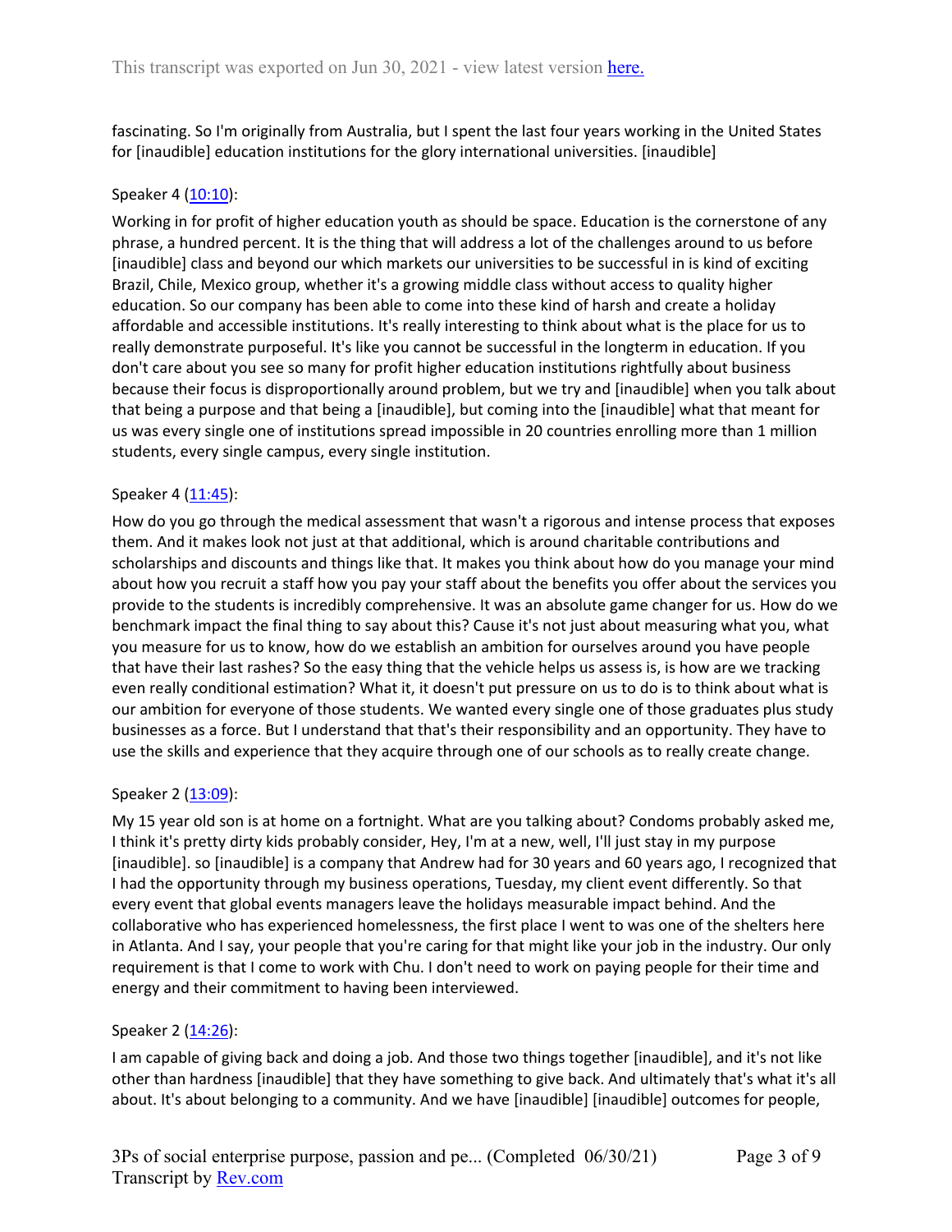fascinating. So I'm originally from Australia, but I spent the last four years working in the United States for [inaudible] education institutions for the glory international universities. [inaudible]

Speaker 4 ([10:10](#)):

Working in for profit of higher education youth as should be space. Education is the cornerstone of any phrase, a hundred percent. It is the thing that will address a lot of the challenges around to us before [inaudible] class and beyond our which markets our universities to be successful in is kind of exciting Brazil, Chile, Mexico group, whether it's a growing middle class without access to quality higher education. So our company has been able to come into these kind of harsh and create a holiday affordable and accessible institutions. It's really interesting to think about what is the place for us to really demonstrate purposeful. It's like you cannot be successful in the longterm in education. If you don't care about you see so many for profit higher education institutions rightfully about business because their focus is disproportionally around problem, but we try and [inaudible] when you talk about that being a purpose and that being a [inaudible], but coming into the [inaudible] what that meant for us was every single one of institutions spread impossible in 20 countries enrolling more than 1 million students, every single campus, every single institution.

Speaker 4 ([11:45](#)):

How do you go through the medical assessment that wasn't a rigorous and intense process that exposes them. And it makes look not just at that additional, which is around charitable contributions and scholarships and discounts and things like that. It makes you think about how do you manage your mind about how you recruit a staff how you pay your staff about the benefits you offer about the services you provide to the students is incredibly comprehensive. It was an absolute game changer for us. How do we benchmark impact the final thing to say about this? Cause it's not just about measuring what you, what you measure for us to know, how do we establish an ambition for ourselves around you have people that have their last rashes? So the easy thing that the vehicle helps us assess is, is how are we tracking even really conditional estimation? What it, it doesn't put pressure on us to do is to think about what is our ambition for everyone of those students. We wanted every single one of those graduates plus study businesses as a force. But I understand that that's their responsibility and an opportunity. They have to use the skills and experience that they acquire through one of our schools as to really create change.

Speaker 2 ([13:09](#)):

My 15 year old son is at home on a fortnight. What are you talking about? Condoms probably asked me, I think it's pretty dirty kids probably consider, Hey, I'm at a new, well, I'll just stay in my purpose [inaudible]. so [inaudible] is a company that Andrew had for 30 years and 60 years ago, I recognized that I had the opportunity through my business operations, Tuesday, my client event differently. So that every event that global events managers leave the holidays measurable impact behind. And the collaborative who has experienced homelessness, the first place I went to was one of the shelters here in Atlanta. And I say, your people that you're caring for that might like your job in the industry. Our only requirement is that I come to work with Chu. I don't need to work on paying people for their time and energy and their commitment to having been interviewed.

Speaker 2 ([14:26](#)):

I am capable of giving back and doing a job. And those two things together [inaudible], and it's not like other than hardness [inaudible] that they have something to give back. And ultimately that's what it's all about. It's about belonging to a community. And we have [inaudible] [inaudible] outcomes for people,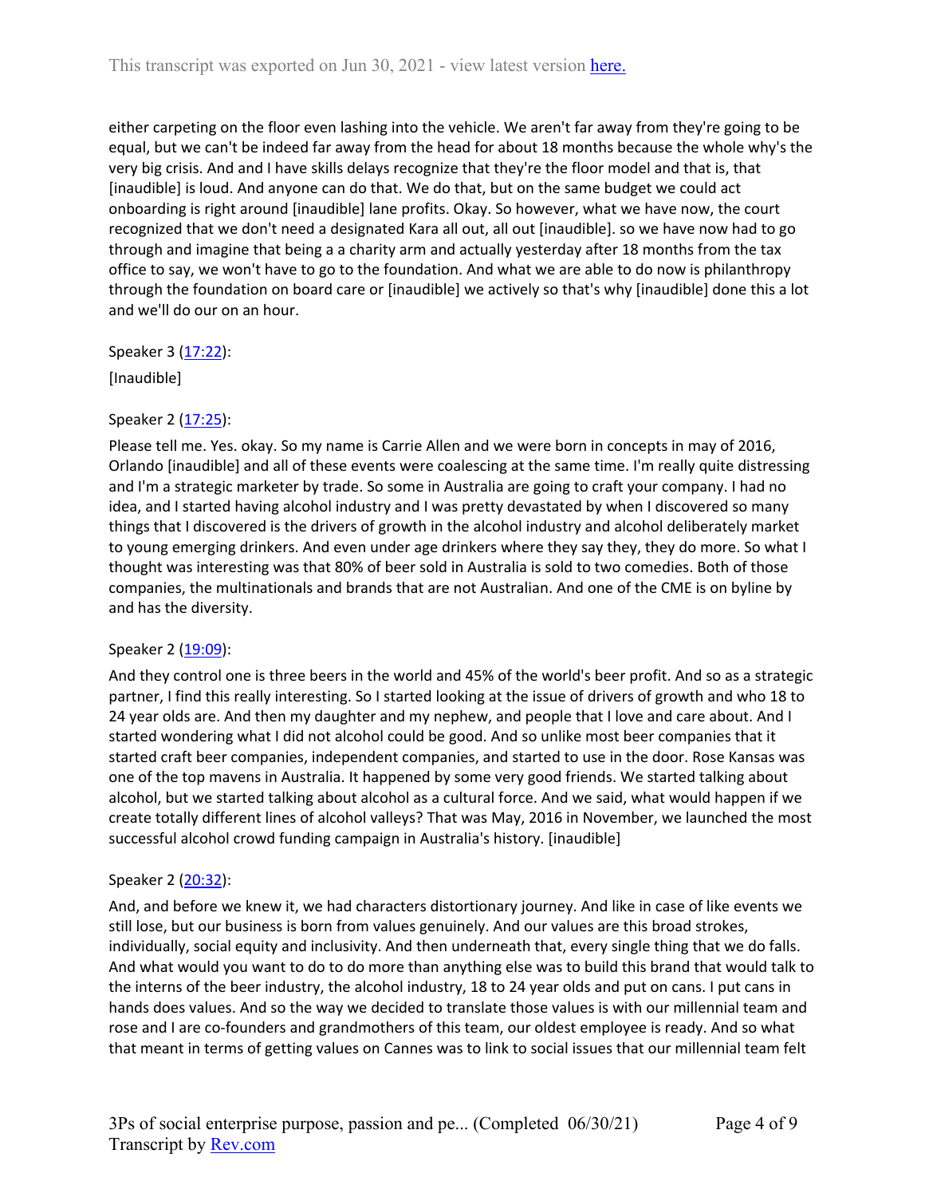either carpeting on the floor even lashing into the vehicle. We aren't far away from they're going to be equal, but we can't be indeed far away from the head for about 18 months because the whole why's the very big crisis. And and I have skills delays recognize that they're the floor model and that is, that [inaudible] is loud. And anyone can do that. We do that, but on the same budget we could act onboarding is right around [inaudible] lane profits. Okay. So however, what we have now, the court recognized that we don't need a designated Kara all out, all out [inaudible]. so we have now had to go through and imagine that being a a charity arm and actually yesterday after 18 months from the tax office to say, we won't have to go to the foundation. And what we are able to do now is philanthropy through the foundation on board care or [inaudible] we actively so that's why [inaudible] done this a lot and we'll do our on an hour.

Speaker 3 (17:22):

[Inaudible]

Speaker 2 (17:25):

Please tell me. Yes. okay. So my name is Carrie Allen and we were born in concepts in may of 2016, Orlando [inaudible] and all of these events were coalescing at the same time. I'm really quite distressing and I'm a strategic marketer by trade. So some in Australia are going to craft your company. I had no idea, and I started having alcohol industry and I was pretty devastated by when I discovered so many things that I discovered is the drivers of growth in the alcohol industry and alcohol deliberately market to young emerging drinkers. And even under age drinkers where they say they, they do more. So what I thought was interesting was that 80% of beer sold in Australia is sold to two comedies. Both of those companies, the multinationals and brands that are not Australian. And one of the CME is on byline by and has the diversity.

Speaker 2 (19:09):

And they control one is three beers in the world and 45% of the world's beer profit. And so as a strategic partner, I find this really interesting. So I started looking at the issue of drivers of growth and who 18 to 24 year olds are. And then my daughter and my nephew, and people that I love and care about. And I started wondering what I did not alcohol could be good. And so unlike most beer companies that it started craft beer companies, independent companies, and started to use in the door. Rose Kansas was one of the top mavens in Australia. It happened by some very good friends. We started talking about alcohol, but we started talking about alcohol as a cultural force. And we said, what would happen if we create totally different lines of alcohol valleys? That was May, 2016 in November, we launched the most successful alcohol crowd funding campaign in Australia's history. [inaudible]

Speaker 2 (20:32):

And, and before we knew it, we had characters distortionary journey. And like in case of like events we still lose, but our business is born from values genuinely. And our values are this broad strokes, individually, social equity and inclusivity. And then underneath that, every single thing that we do falls. And what would you want to do to do more than anything else was to build this brand that would talk to the interns of the beer industry, the alcohol industry, 18 to 24 year olds and put on cans. I put cans in hands does values. And so the way we decided to translate those values is with our millennial team and rose and I are co-founders and grandmothers of this team, our oldest employee is ready. And so what that meant in terms of getting values on Cannes was to link to social issues that our millennial team felt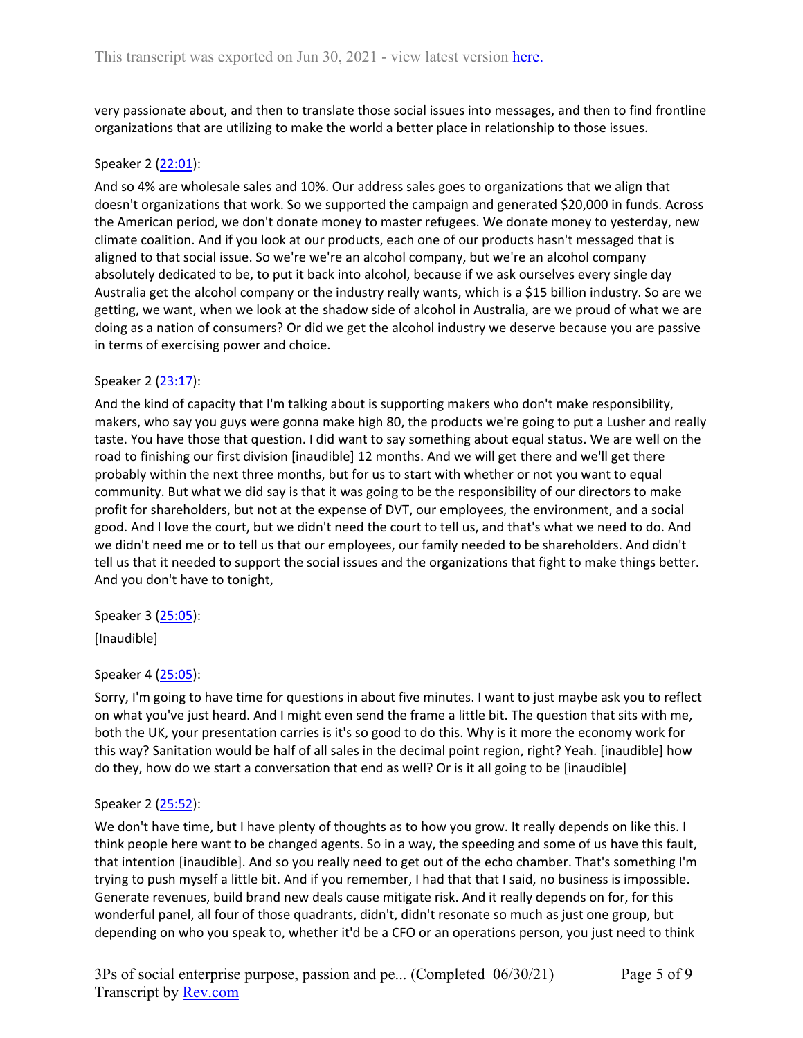very passionate about, and then to translate those social issues into messages, and then to find frontline organizations that are utilizing to make the world a better place in relationship to those issues.

Speaker 2 ([22:01](#)):

And so 4% are wholesale sales and 10%. Our address sales goes to organizations that we align that doesn't organizations that work. So we supported the campaign and generated $20,000 in funds. Across the American period, we don't donate money to master refugees. We donate money to yesterday, new climate coalition. And if you look at our products, each one of our products hasn't messaged that is aligned to that social issue. So we're we're an alcohol company, but we're an alcohol company absolutely dedicated to be, to put it back into alcohol, because if we ask ourselves every single day Australia get the alcohol company or the industry really wants, which is a $15 billion industry. So are we getting, we want, when we look at the shadow side of alcohol in Australia, are we proud of what we are doing as a nation of consumers? Or did we get the alcohol industry we deserve because you are passive in terms of exercising power and choice.

Speaker 2 ([23:17](#)):

And the kind of capacity that I'm talking about is supporting makers who don't make responsibility, makers, who say you guys were gonna make high 80, the products we're going to put a Lusher and really taste. You have those that question. I did want to say something about equal status. We are well on the road to finishing our first division [inaudible] 12 months. And we will get there and we'll get there probably within the next three months, but for us to start with whether or not you want to equal community. But what we did say is that it was going to be the responsibility of our directors to make profit for shareholders, but not at the expense of DVT, our employees, the environment, and a social good. And I love the court, but we didn't need the court to tell us, and that's what we need to do. And we didn't need me or to tell us that our employees, our family needed to be shareholders. And didn't tell us that it needed to support the social issues and the organizations that fight to make things better. And you don't have to tonight,

Speaker 3 ([25:05](#)):

[Inaudible]

Speaker 4 ([25:05](#)):

Sorry, I'm going to have time for questions in about five minutes. I want to just maybe ask you to reflect on what you've just heard. And I might even send the frame a little bit. The question that sits with me, both the UK, your presentation carries is it's so good to do this. Why is it more the economy work for this way? Sanitation would be half of all sales in the decimal point region, right? Yeah. [inaudible] how do they, how do we start a conversation that end as well? Or is it all going to be [inaudible]

Speaker 2 ([25:52](#)):

We don't have time, but I have plenty of thoughts as to how you grow. It really depends on like this. I think people here want to be changed agents. So in a way, the speeding and some of us have this fault, that intention [inaudible]. And so you really need to get out of the echo chamber. That's something I'm trying to push myself a little bit. And if you remember, I had that that I said, no business is impossible. Generate revenues, build brand new deals cause mitigate risk. And it really depends on for, for this wonderful panel, all four of those quadrants, didn't, didn't resonate so much as just one group, but depending on who you speak to, whether it'd be a CFO or an operations person, you just need to think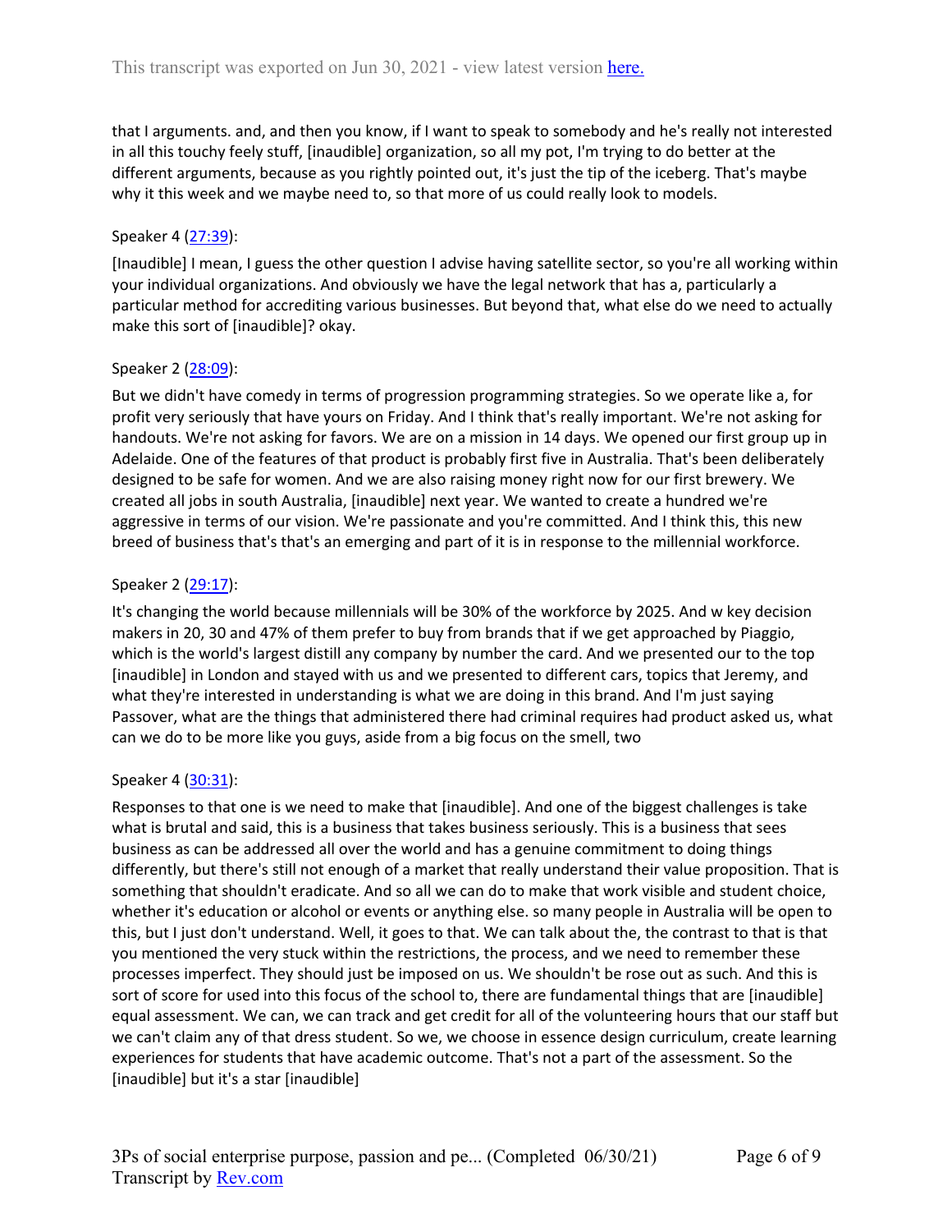that I arguments. and, and then you know, if I want to speak to somebody and he's really not interested in all this touchy feely stuff, [inaudible] organization, so all my pot, I'm trying to do better at the different arguments, because as you rightly pointed out, it's just the tip of the iceberg. That's maybe why it this week and we maybe need to, so that more of us could really look to models.

Speaker 4 (27:39):

[Inaudible] I mean, I guess the other question I advise having satellite sector, so you're all working within your individual organizations. And obviously we have the legal network that has a, particularly a particular method for accrediting various businesses. But beyond that, what else do we need to actually make this sort of [inaudible]? okay.

Speaker 2 (28:09):

But we didn't have comedy in terms of progression programming strategies. So we operate like a, for profit very seriously that have yours on Friday. And I think that's really important. We're not asking for handouts. We're not asking for favors. We are on a mission in 14 days. We opened our first group up in Adelaide. One of the features of that product is probably first five in Australia. That's been deliberately designed to be safe for women. And we are also raising money right now for our first brewery. We created all jobs in south Australia, [inaudible] next year. We wanted to create a hundred we're aggressive in terms of our vision. We're passionate and you're committed. And I think this, this new breed of business that's that's an emerging and part of it is in response to the millennial workforce.

Speaker 2 (29:17):

It's changing the world because millennials will be 30% of the workforce by 2025. And w key decision makers in 20, 30 and 47% of them prefer to buy from brands that if we get approached by Piaggio, which is the world's largest distill any company by number the card. And we presented our to the top [inaudible] in London and stayed with us and we presented to different cars, topics that Jeremy, and what they're interested in understanding is what we are doing in this brand. And I'm just saying Passover, what are the things that administered there had criminal requires had product asked us, what can we do to be more like you guys, aside from a big focus on the smell, two

Speaker 4 (30:31):

Responses to that one is we need to make that [inaudible]. And one of the biggest challenges is take what is brutal and said, this is a business that takes business seriously. This is a business that sees business as can be addressed all over the world and has a genuine commitment to doing things differently, but there's still not enough of a market that really understand their value proposition. That is something that shouldn't eradicate. And so all we can do to make that work visible and student choice, whether it's education or alcohol or events or anything else. so many people in Australia will be open to this, but I just don't understand. Well, it goes to that. We can talk about the, the contrast to that is that you mentioned the very stuck within the restrictions, the process, and we need to remember these processes imperfect. They should just be imposed on us. We shouldn't be rose out as such. And this is sort of score for used into this focus of the school to, there are fundamental things that are [inaudible] equal assessment. We can, we can track and get credit for all of the volunteering hours that our staff but we can't claim any of that dress student. So we, we choose in essence design curriculum, create learning experiences for students that have academic outcome. That's not a part of the assessment. So the [inaudible] but it's a star [inaudible]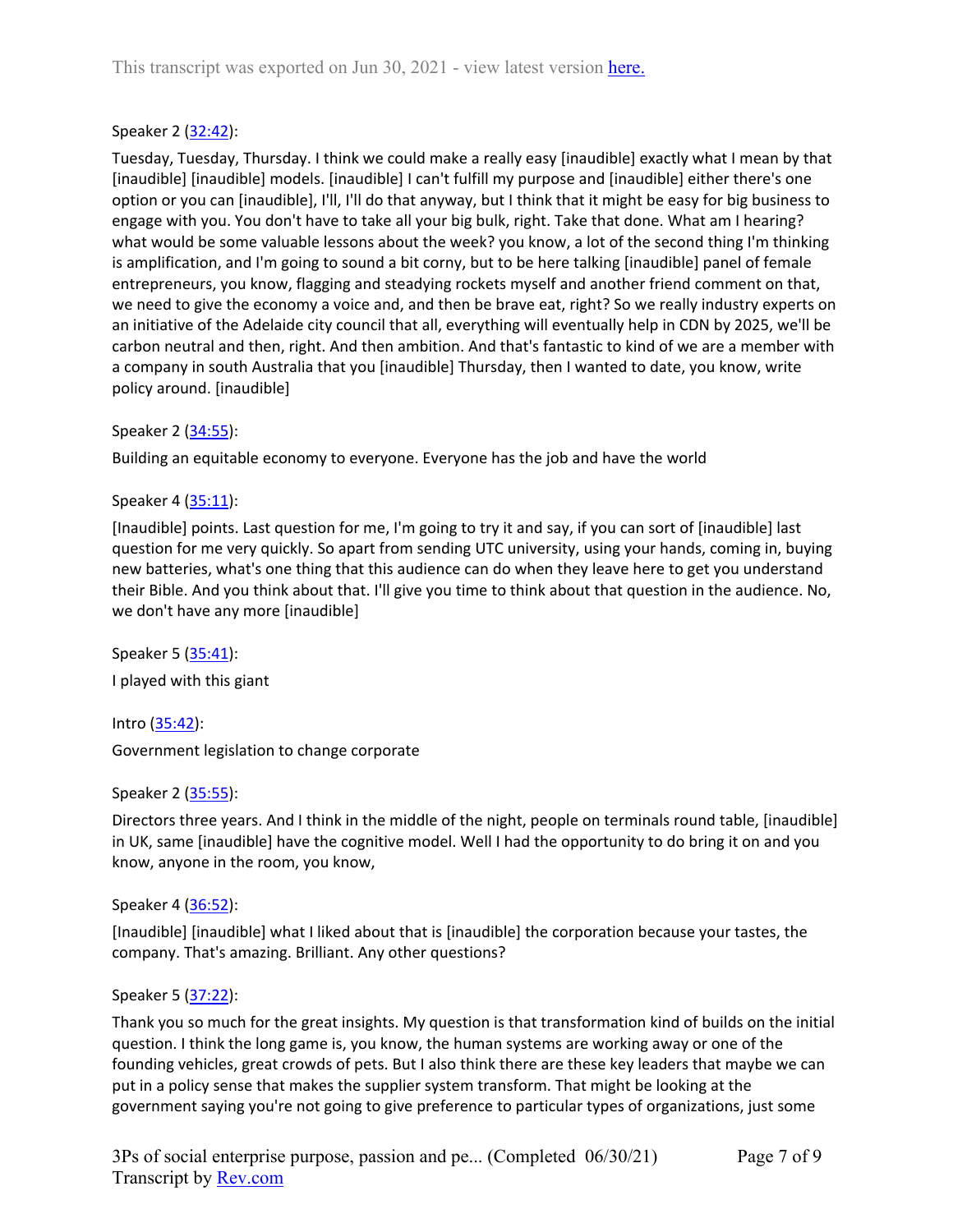Speaker 2 (32:42):

Tuesday, Tuesday, Thursday. I think we could make a really easy [inaudible] exactly what I mean by that [inaudible] [inaudible] models. [inaudible] I can't fulfill my purpose and [inaudible] either there's one option or you can [inaudible], I'll, I'll do that anyway, but I think that it might be easy for big business to engage with you. You don't have to take all your big bulk, right. Take that done. What am I hearing? what would be some valuable lessons about the week? you know, a lot of the second thing I'm thinking is amplification, and I'm going to sound a bit corny, but to be here talking [inaudible] panel of female entrepreneurs, you know, flagging and steadying rockets myself and another friend comment on that, we need to give the economy a voice and, and then be brave eat, right? So we really industry experts on an initiative of the Adelaide city council that all, everything will eventually help in CDN by 2025, we'll be carbon neutral and then, right. And then ambition. And that's fantastic to kind of we are a member with a company in south Australia that you [inaudible] Thursday, then I wanted to date, you know, write policy around. [inaudible]

Speaker 2 (34:55):

Building an equitable economy to everyone. Everyone has the job and have the world

Speaker 4 (35:11):

[Inaudible] points. Last question for me, I'm going to try it and say, if you can sort of [inaudible] last question for me very quickly. So apart from sending UTC university, using your hands, coming in, buying new batteries, what's one thing that this audience can do when they leave here to get you understand their Bible. And you think about that. I'll give you time to think about that question in the audience. No, we don't have any more [inaudible]

Speaker 5 (35:41):

I played with this giant

Intro (35:42):

Government legislation to change corporate

Speaker 2 (35:55):

Directors three years. And I think in the middle of the night, people on terminals round table, [inaudible] in UK, same [inaudible] have the cognitive model. Well I had the opportunity to do bring it on and you know, anyone in the room, you know,

Speaker 4 (36:52):

[Inaudible] [inaudible] what I liked about that is [inaudible] the corporation because your tastes, the company. That's amazing. Brilliant. Any other questions?

Speaker 5 (37:22):

Thank you so much for the great insights. My question is that transformation kind of builds on the initial question. I think the long game is, you know, the human systems are working away or one of the founding vehicles, great crowds of pets. But I also think there are these key leaders that maybe we can put in a policy sense that makes the supplier system transform. That might be looking at the government saying you're not going to give preference to particular types of organizations, just some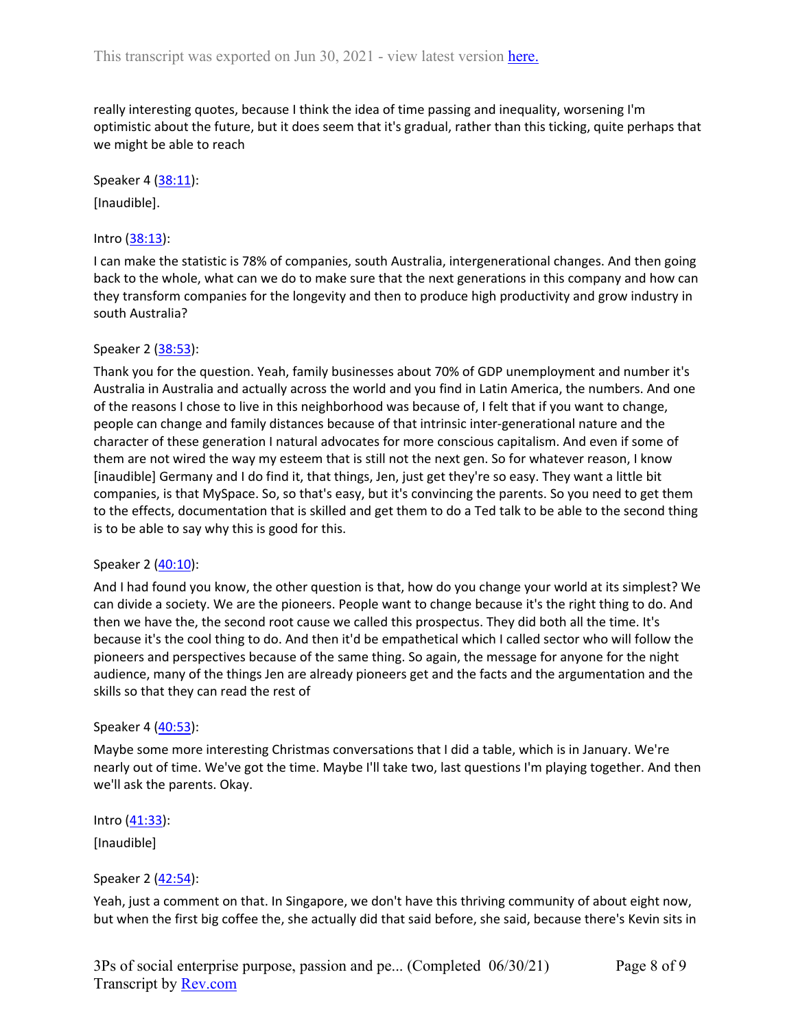really interesting quotes, because I think the idea of time passing and inequality, worsening I'm optimistic about the future, but it does seem that it's gradual, rather than this ticking, quite perhaps that we might be able to reach

Speaker 4 ([38:11](#)):

[Inaudible].

Intro ([38:13](#)):

I can make the statistic is 78% of companies, south Australia, intergenerational changes. And then going back to the whole, what can we do to make sure that the next generations in this company and how can they transform companies for the longevity and then to produce high productivity and grow industry in south Australia?

Speaker 2 ([38:53](#)):

Thank you for the question. Yeah, family businesses about 70% of GDP unemployment and number it's Australia in Australia and actually across the world and you find in Latin America, the numbers. And one of the reasons I chose to live in this neighborhood was because of, I felt that if you want to change, people can change and family distances because of that intrinsic inter-generational nature and the character of these generation I natural advocates for more conscious capitalism. And even if some of them are not wired the way my esteem that is still not the next gen. So for whatever reason, I know [inaudible] Germany and I do find it, that things, Jen, just get they're so easy. They want a little bit companies, is that MySpace. So, so that's easy, but it's convincing the parents. So you need to get them to the effects, documentation that is skilled and get them to do a Ted talk to be able to the second thing is to be able to say why this is good for this.

Speaker 2 ([40:10](#)):

And I had found you know, the other question is that, how do you change your world at its simplest? We can divide a society. We are the pioneers. People want to change because it's the right thing to do. And then we have the, the second root cause we called this prospectus. They did both all the time. It's because it's the cool thing to do. And then it'd be empathetical which I called sector who will follow the pioneers and perspectives because of the same thing. So again, the message for anyone for the night audience, many of the things Jen are already pioneers get and the facts and the argumentation and the skills so that they can read the rest of

Speaker 4 ([40:53](#)):

Maybe some more interesting Christmas conversations that I did a table, which is in January. We're nearly out of time. We've got the time. Maybe I'll take two, last questions I'm playing together. And then we'll ask the parents. Okay.

Intro ([41:33](#)):

[Inaudible]

Speaker 2 ([42:54](#)):

Yeah, just a comment on that. In Singapore, we don't have this thriving community of about eight now, but when the first big coffee the, she actually did that said before, she said, because there's Kevin sits in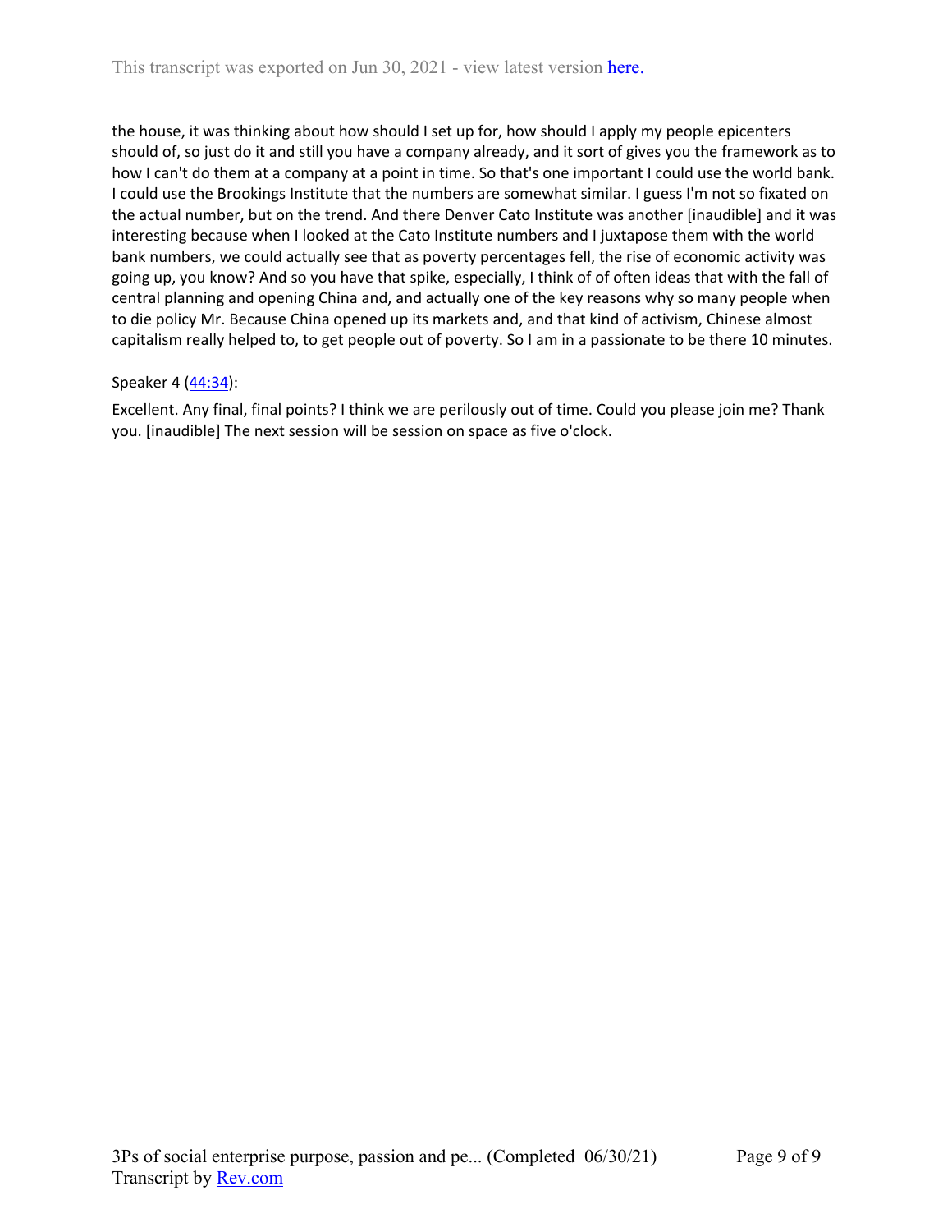the house, it was thinking about how should I set up for, how should I apply my people epicenters should of, so just do it and still you have a company already, and it sort of gives you the framework as to how I can't do them at a company at a point in time. So that's one important I could use the world bank. I could use the Brookings Institute that the numbers are somewhat similar. I guess I'm not so fixated on the actual number, but on the trend. And there Denver Cato Institute was another [inaudible] and it was interesting because when I looked at the Cato Institute numbers and I juxtapose them with the world bank numbers, we could actually see that as poverty percentages fell, the rise of economic activity was going up, you know? And so you have that spike, especially, I think of of often ideas that with the fall of central planning and opening China and, and actually one of the key reasons why so many people when to die policy Mr. Because China opened up its markets and, and that kind of activism, Chinese almost capitalism really helped to, to get people out of poverty. So I am in a passionate to be there 10 minutes.

Speaker 4 (44:34):

Excellent. Any final, final points? I think we are perilously out of time. Could you please join me? Thank you. [inaudible] The next session will be session on space as five o'clock.